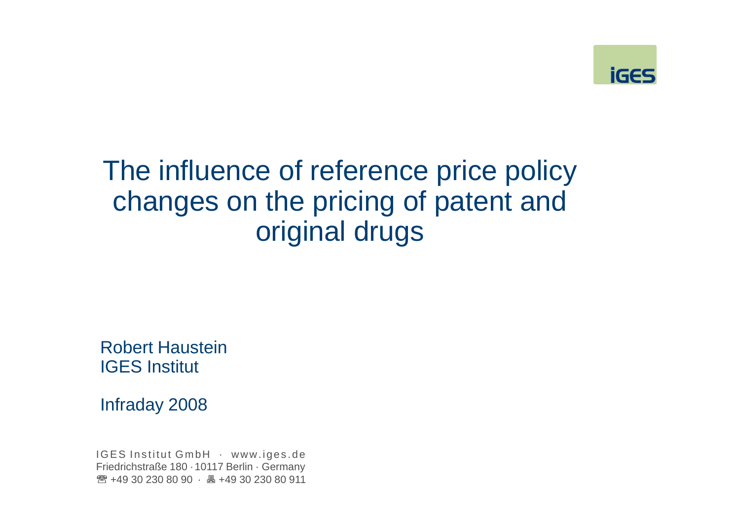iGES

# The influence of reference price policy changes on the pricing of patent and original drugs

Robert Haustein
IGES Institut

Infraday 2008

IGES Institut GmbH · www.iges.de
Friedrichstraße 180 · 10117 Berlin · Germany
☎ +49 30 230 80 90 · 🖷 +49 30 230 80 911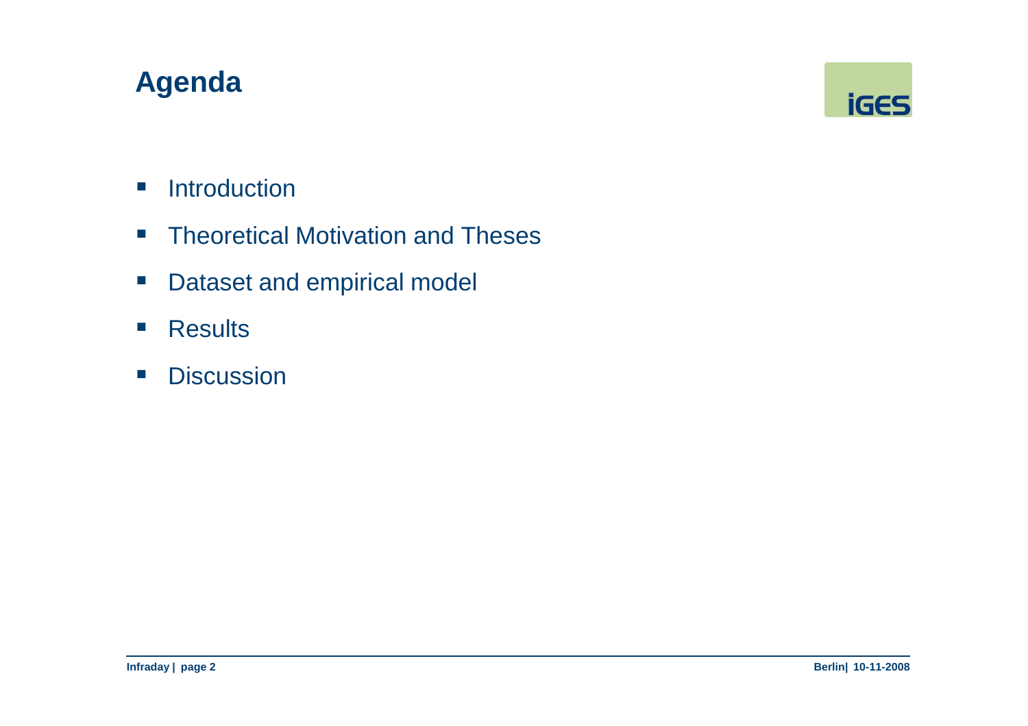# Agenda

- Introduction
- Theoretical Motivation and Theses
- Dataset and empirical model
- Results
- Discussion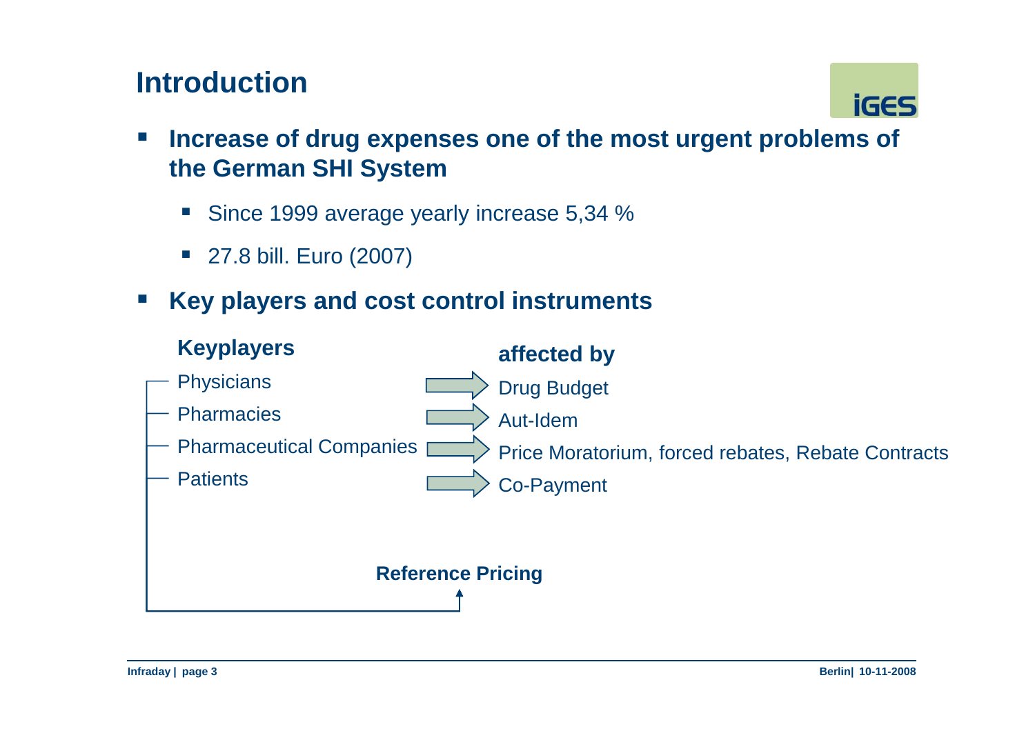# Introduction

- **Increase of drug expenses one of the most urgent problems of the German SHI System**
  - Since 1999 average yearly increase 5,34 %
  - 27.8 bill. Euro (2007)
- **Key players and cost control instruments**

| **Keyplayers** | **affected by** |
|---|---|
| Physicians | Drug Budget |
| Pharmacies | Aut-Idem |
| Pharmaceutical Companies | Price Moratorium, forced rebates, Rebate Contracts |
| Patients | Co-Payment |

**Reference Pricing**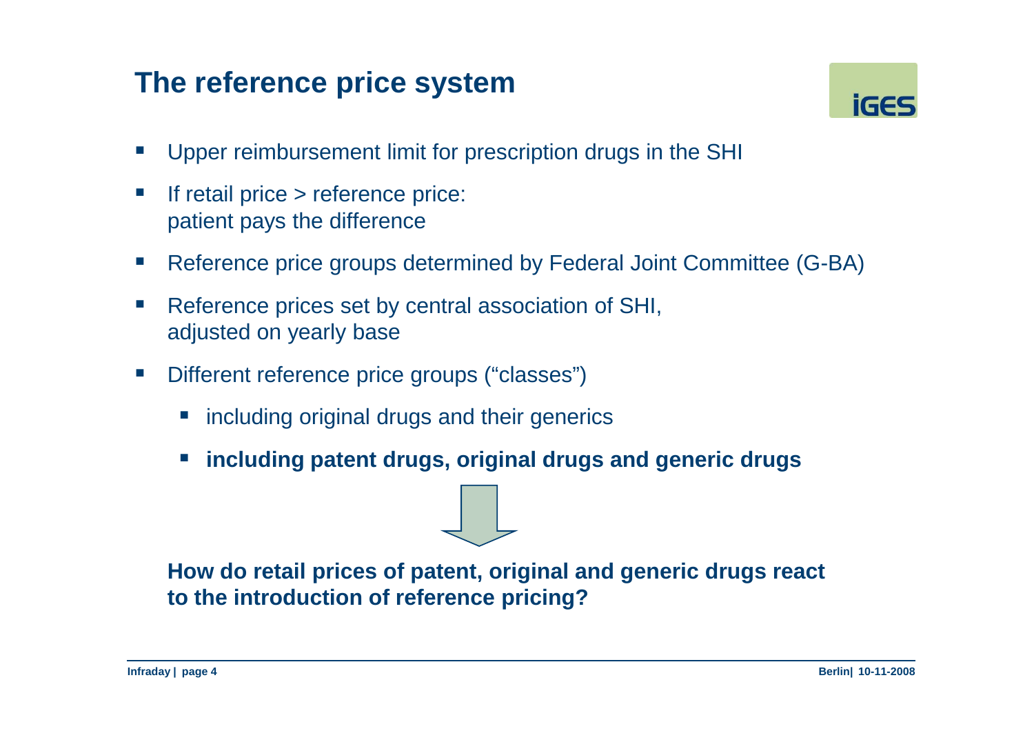# The reference price system

- Upper reimbursement limit for prescription drugs in the SHI
- If retail price > reference price:
  patient pays the difference
- Reference price groups determined by Federal Joint Committee (G-BA)
- Reference prices set by central association of SHI,
  adjusted on yearly base
- Different reference price groups ("classes")
  - including original drugs and their generics
  - **including patent drugs, original drugs and generic drugs**

**How do retail prices of patent, original and generic drugs react to the introduction of reference pricing?**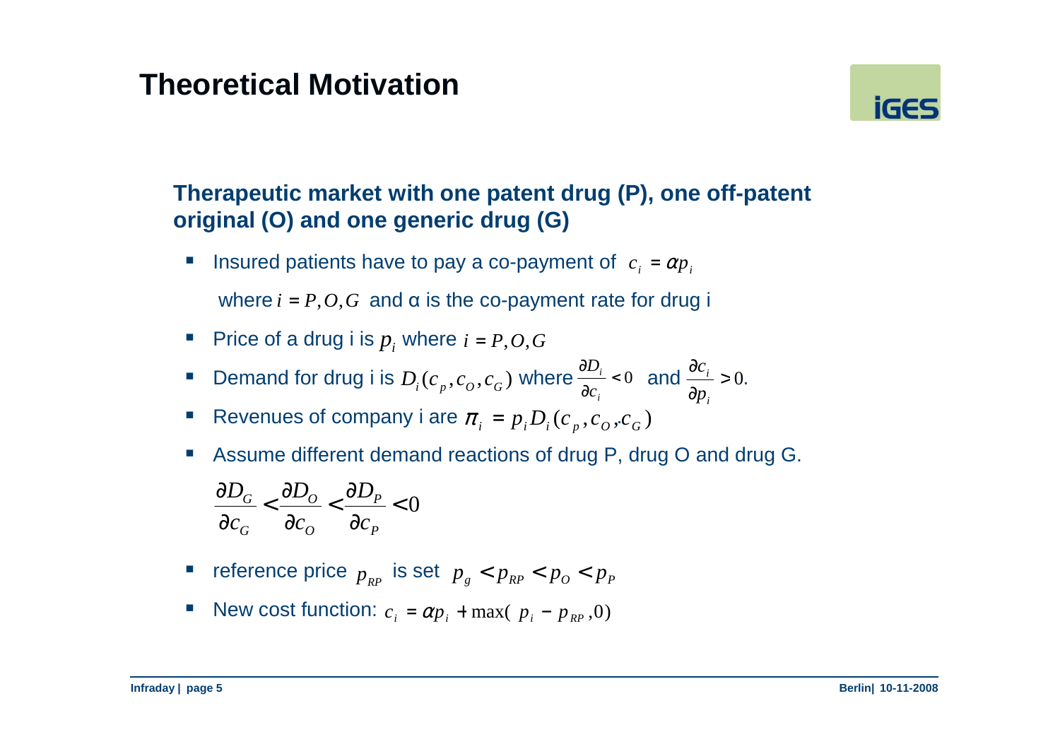# Theoretical Motivation

## Therapeutic market with one patent drug (P), one off-patent original (O) and one generic drug (G)

- Insured patients have to pay a co-payment of $c_i = \alpha p_i$

  where $i = P, O, G$ and α is the co-payment rate for drug i

- Price of a drug i is $p_i$ where $i = P, O, G$
- Demand for drug i is $D_i(c_p, c_O, c_G)$ where $\frac{\partial D_i}{\partial c_i} < 0$ and $\frac{\partial c_i}{\partial p_i} > 0.$
- Revenues of company i are $\pi_i = p_i D_i(c_p, c_O, c_G)$
- Assume different demand reactions of drug P, drug O and drug G.

$$\frac{\partial D_G}{\partial c_G} < \frac{\partial D_O}{\partial c_O} < \frac{\partial D_P}{\partial c_P} < 0$$

- reference price $p_{RP}$ is set $p_g < p_{RP} < p_O < p_P$
- New cost function: $c_i = \alpha p_i + \max(p_i - p_{RP}, 0)$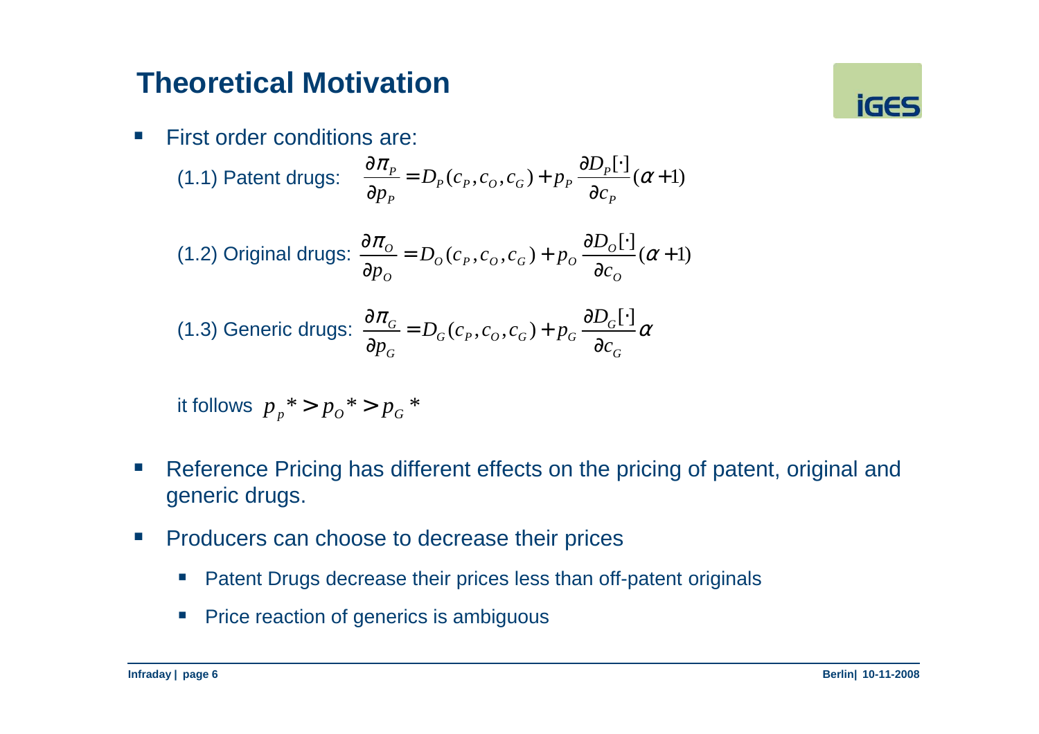# Theoretical Motivation

- First order conditions are:

  (1.1) Patent drugs: $$\frac{\partial \pi_P}{\partial p_P} = D_P(c_P, c_O, c_G) + p_P \frac{\partial D_P[\cdot]}{\partial c_P}(\alpha + 1)$$

  (1.2) Original drugs: $$\frac{\partial \pi_O}{\partial p_O} = D_O(c_P, c_O, c_G) + p_O \frac{\partial D_O[\cdot]}{\partial c_O}(\alpha + 1)$$

  (1.3) Generic drugs: $$\frac{\partial \pi_G}{\partial p_G} = D_G(c_P, c_O, c_G) + p_G \frac{\partial D_G[\cdot]}{\partial c_G}\alpha$$

  it follows $p_p^* > p_O^* > p_G^*$

- Reference Pricing has different effects on the pricing of patent, original and generic drugs.
- Producers can choose to decrease their prices
  - Patent Drugs decrease their prices less than off-patent originals
  - Price reaction of generics is ambiguous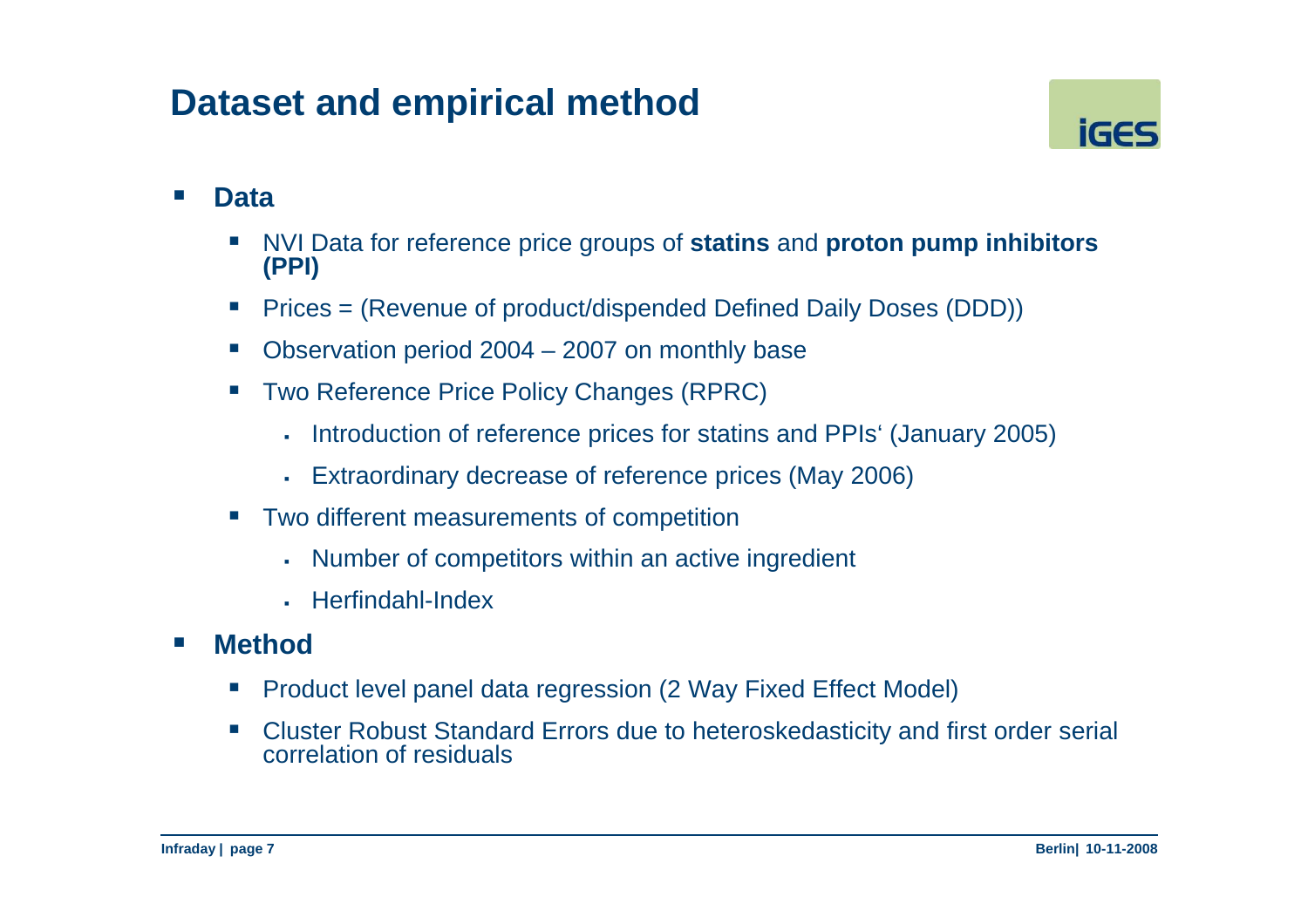# Dataset and empirical method

- **Data**
  - NVI Data for reference price groups of **statins** and **proton pump inhibitors (PPI)**
  - Prices = (Revenue of product/dispended Defined Daily Doses (DDD))
  - Observation period 2004 – 2007 on monthly base
  - Two Reference Price Policy Changes (RPRC)
    - Introduction of reference prices for statins and PPIs‘ (January 2005)
    - Extraordinary decrease of reference prices (May 2006)
  - Two different measurements of competition
    - Number of competitors within an active ingredient
    - Herfindahl-Index
- **Method**
  - Product level panel data regression (2 Way Fixed Effect Model)
  - Cluster Robust Standard Errors due to heteroskedasticity and first order serial correlation of residuals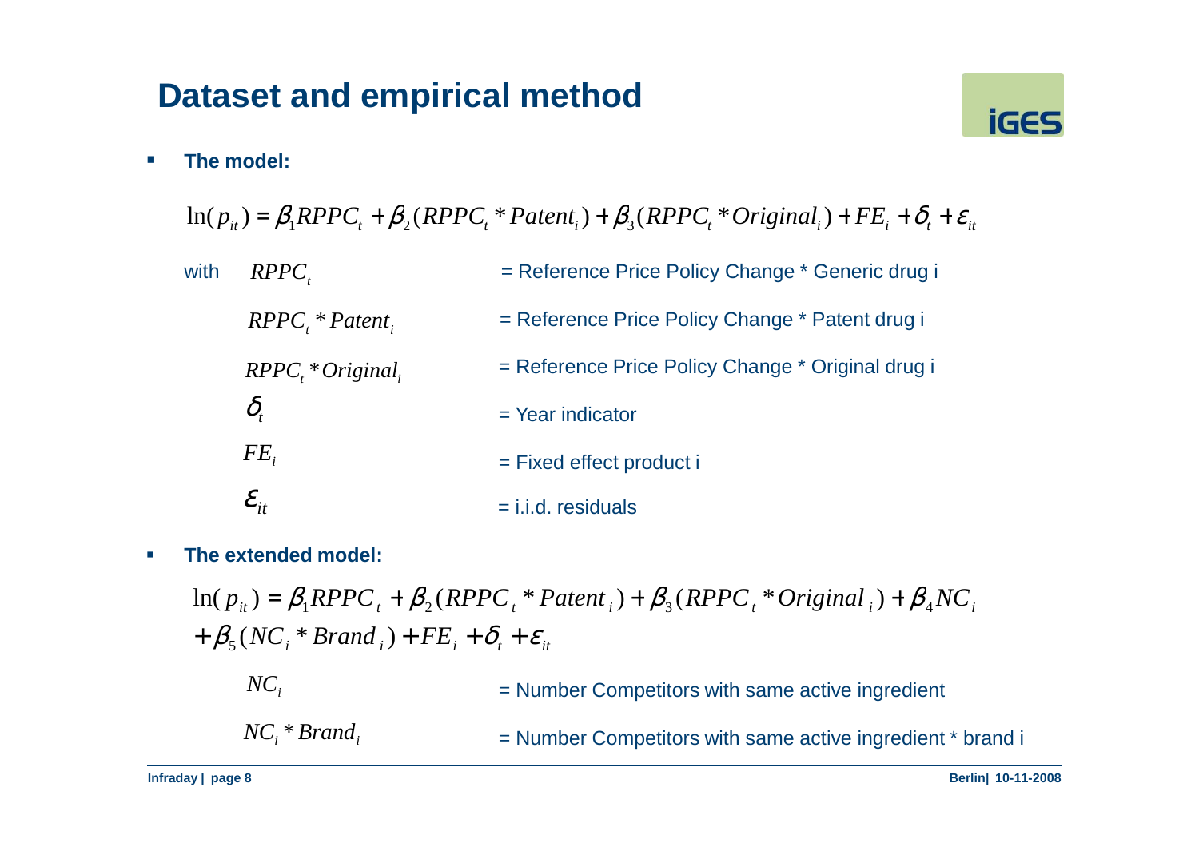# Dataset and empirical method

- **The model:**

$$\ln(p_{it}) = \beta_1 RPPC_t + \beta_2(RPPC_t * Patent_i) + \beta_3(RPPC_t * Original_i) + FE_i + \delta_t + \varepsilon_{it}$$

with

| | |
|---|---|
| $RPPC_t$ | = Reference Price Policy Change * Generic drug i |
| $RPPC_t * Patent_i$ | = Reference Price Policy Change * Patent drug i |
| $RPPC_t * Original_i$ | = Reference Price Policy Change * Original drug i |
| $\delta_t$ | = Year indicator |
| $FE_i$ | = Fixed effect product i |
| $\varepsilon_{it}$ | = i.i.d. residuals |

- **The extended model:**

$$\ln(p_{it}) = \beta_1 RPPC_t + \beta_2(RPPC_t * Patent_i) + \beta_3(RPPC_t * Original_i) + \beta_4 NC_i + \beta_5(NC_i * Brand_i) + FE_i + \delta_t + \varepsilon_{it}$$

| | |
|---|---|
| $NC_i$ | = Number Competitors with same active ingredient |
| $NC_i * Brand_i$ | = Number Competitors with same active ingredient * brand i |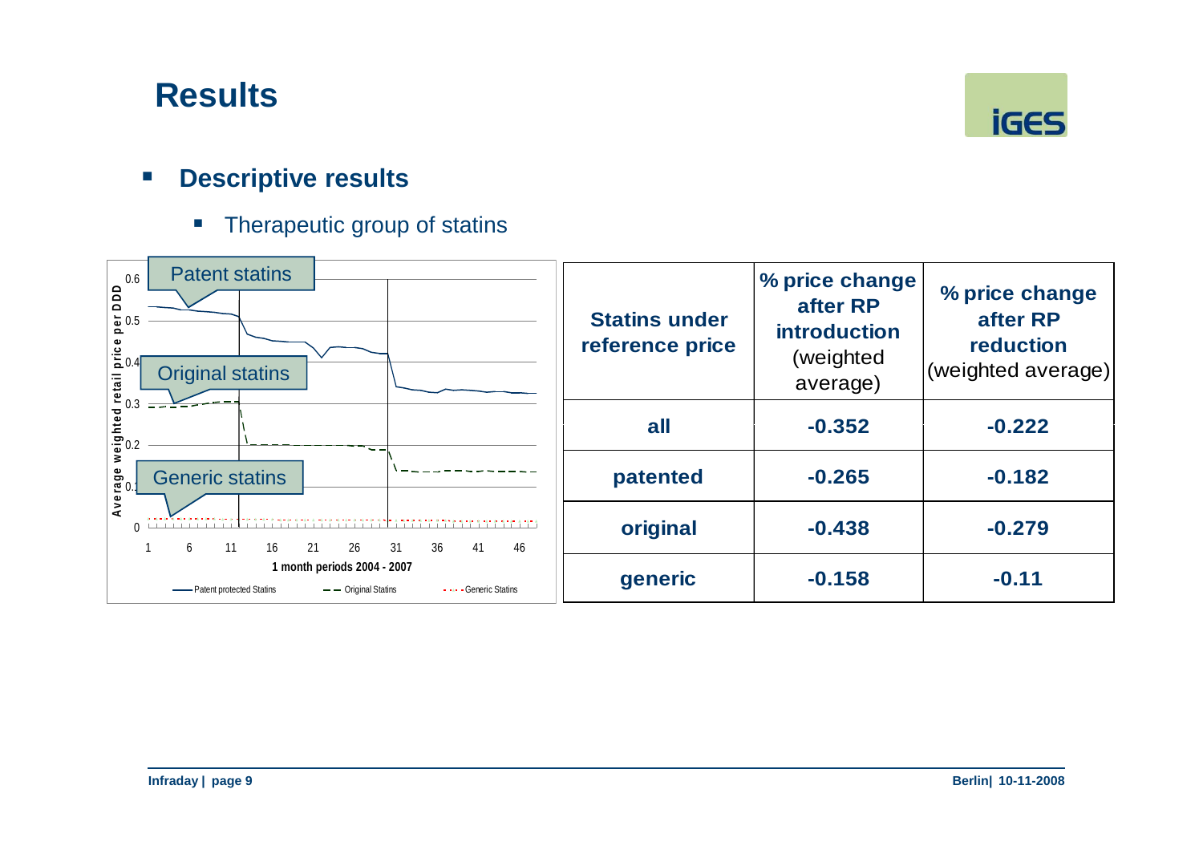# Results

- **Descriptive results**
  - Therapeutic group of statins

Patent statins

Original statins

Generic statins

Average weighted retail price per DDD

1 month periods 2004 - 2007

Patent protected Statins — Original Statins — Generic Statins

| Statins under reference price | % price change after RP introduction (weighted average) | % price change after RP reduction (weighted average) |
|---|---|---|
| all | -0.352 | -0.222 |
| patented | -0.265 | -0.182 |
| original | -0.438 | -0.279 |
| generic | -0.158 | -0.11 |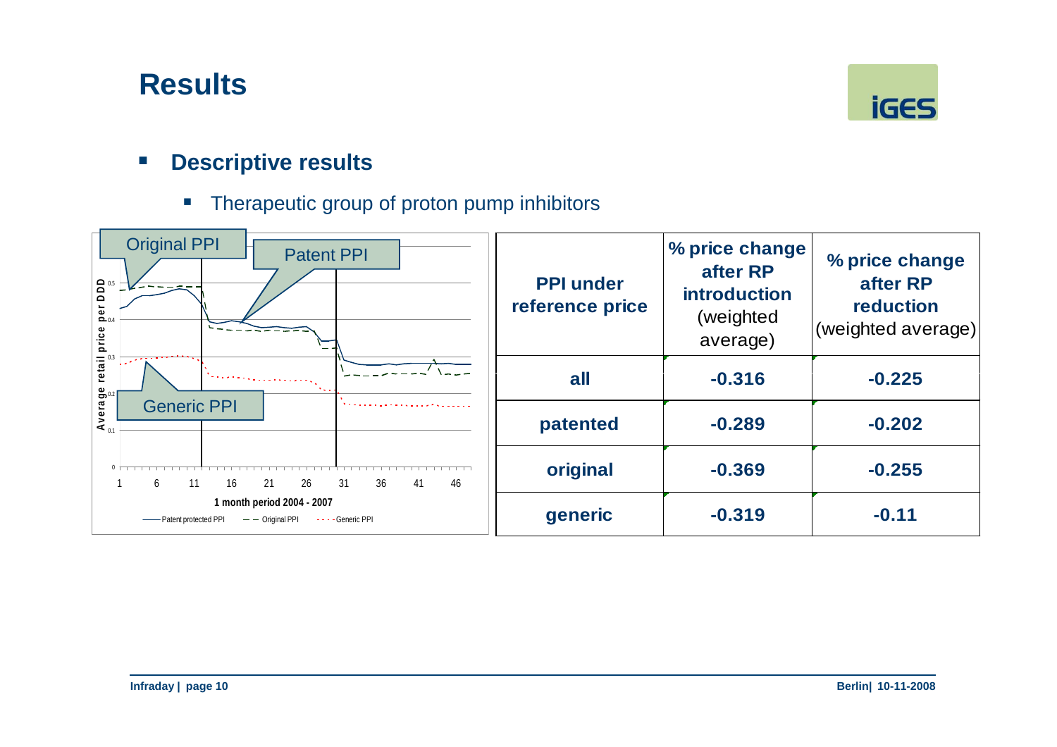# Results

- **Descriptive results**
  - Therapeutic group of proton pump inhibitors

| PPI under reference price | % price change after RP introduction (weighted average) | % price change after RP reduction (weighted average) |
| --- | --- | --- |
| all | -0.316 | -0.225 |
| patented | -0.289 | -0.202 |
| original | -0.369 | -0.255 |
| generic | -0.319 | -0.11 |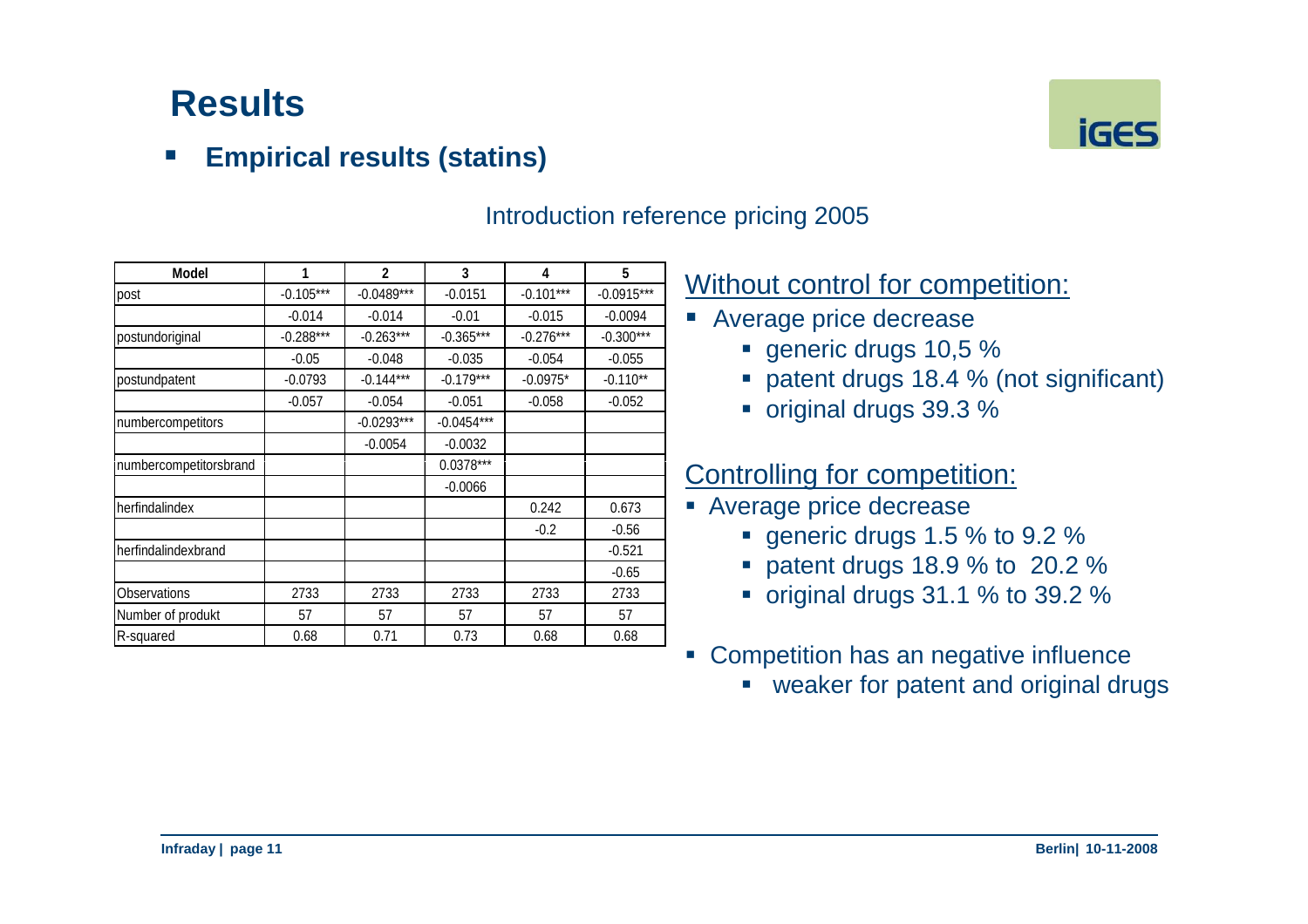# Results

- **Empirical results (statins)**

Introduction reference pricing 2005

| Model | 1 | 2 | 3 | 4 | 5 |
|---|---|---|---|---|---|
| post | -0.105*** | -0.0489*** | -0.0151 | -0.101*** | -0.0915*** |
| | -0.014 | -0.014 | -0.01 | -0.015 | -0.0094 |
| postundoriginal | -0.288*** | -0.263*** | -0.365*** | -0.276*** | -0.300*** |
| | -0.05 | -0.048 | -0.035 | -0.054 | -0.055 |
| postundpatent | -0.0793 | -0.144*** | -0.179*** | -0.0975* | -0.110** |
| | -0.057 | -0.054 | -0.051 | -0.058 | -0.052 |
| numbercompetitors | | -0.0293*** | -0.0454*** | | |
| | | -0.0054 | -0.0032 | | |
| numbercompetitorsbrand | | | 0.0378*** | | |
| | | | -0.0066 | | |
| herfindalindex | | | | 0.242 | 0.673 |
| | | | | -0.2 | -0.56 |
| herfindalindexbrand | | | | | -0.521 |
| | | | | | -0.65 |
| Observations | 2733 | 2733 | 2733 | 2733 | 2733 |
| Number of produkt | 57 | 57 | 57 | 57 | 57 |
| R-squared | 0.68 | 0.71 | 0.73 | 0.68 | 0.68 |

<u>Without control for competition:</u>

- Average price decrease
  - generic drugs 10,5 %
  - patent drugs 18.4 % (not significant)
  - original drugs 39.3 %

<u>Controlling for competition:</u>

- Average price decrease
  - generic drugs 1.5 % to 9.2 %
  - patent drugs 18.9 % to 20.2 %
  - original drugs 31.1 % to 39.2 %
- Competition has an negative influence
  - weaker for patent and original drugs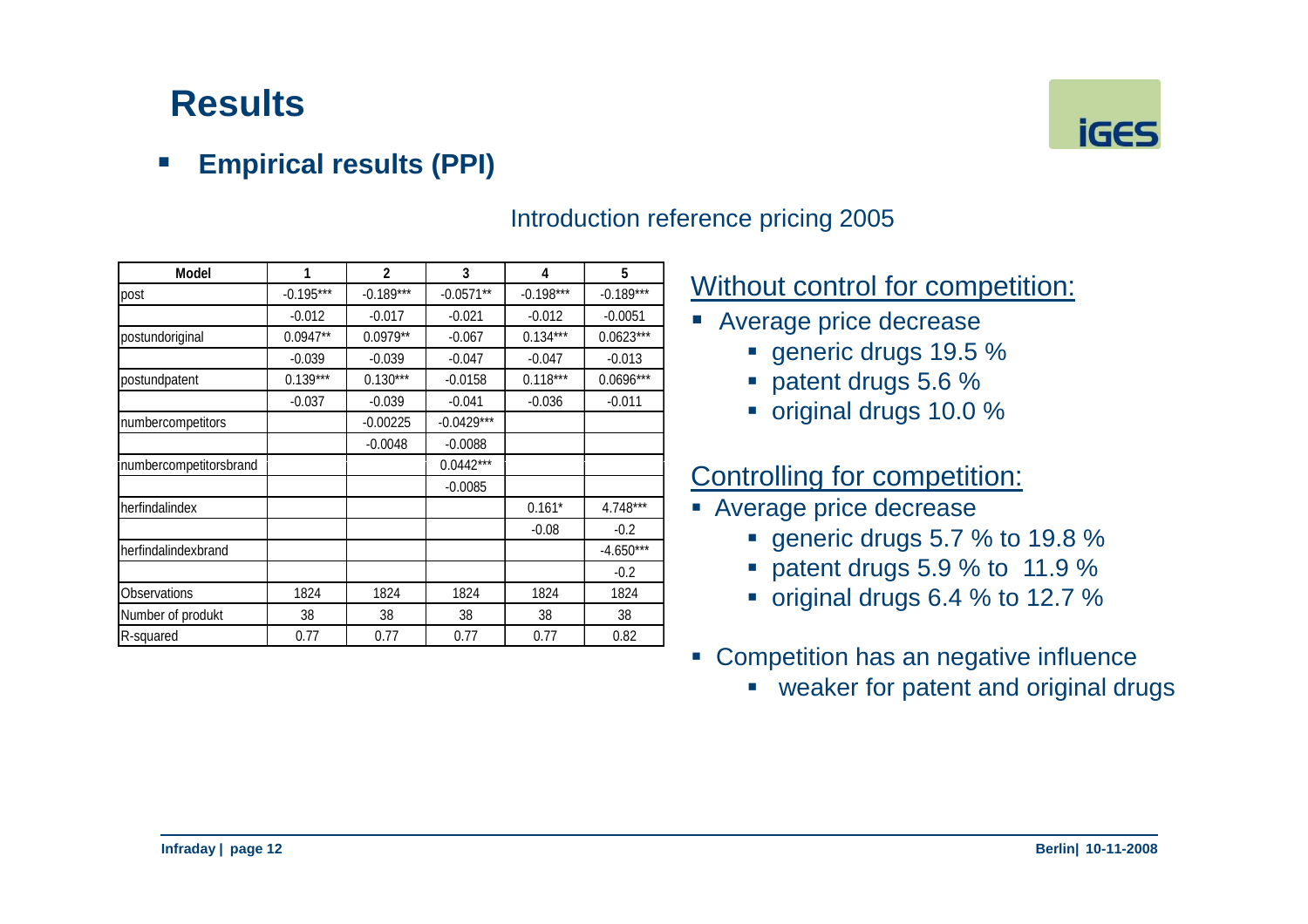# Results

- **Empirical results (PPI)**

Introduction reference pricing 2005

| Model | 1 | 2 | 3 | 4 | 5 |
|---|---|---|---|---|---|
| post | -0.195*** | -0.189*** | -0.0571** | -0.198*** | -0.189*** |
| | -0.012 | -0.017 | -0.021 | -0.012 | -0.0051 |
| postundoriginal | 0.0947** | 0.0979** | -0.067 | 0.134*** | 0.0623*** |
| | -0.039 | -0.039 | -0.047 | -0.047 | -0.013 |
| postundpatent | 0.139*** | 0.130*** | -0.0158 | 0.118*** | 0.0696*** |
| | -0.037 | -0.039 | -0.041 | -0.036 | -0.011 |
| numbercompetitors | | -0.00225 | -0.0429*** | | |
| | | -0.0048 | -0.0088 | | |
| numbercompetitorsbrand | | | 0.0442*** | | |
| | | | -0.0085 | | |
| herfindalindex | | | | 0.161* | 4.748*** |
| | | | | -0.08 | -0.2 |
| herfindalindexbrand | | | | | -4.650*** |
| | | | | | -0.2 |
| Observations | 1824 | 1824 | 1824 | 1824 | 1824 |
| Number of produkt | 38 | 38 | 38 | 38 | 38 |
| R-squared | 0.77 | 0.77 | 0.77 | 0.77 | 0.82 |

Without control for competition:

- Average price decrease
  - generic drugs 19.5 %
  - patent drugs 5.6 %
  - original drugs 10.0 %

Controlling for competition:

- Average price decrease
  - generic drugs 5.7 % to 19.8 %
  - patent drugs 5.9 % to 11.9 %
  - original drugs 6.4 % to 12.7 %
- Competition has an negative influence
  - weaker for patent and original drugs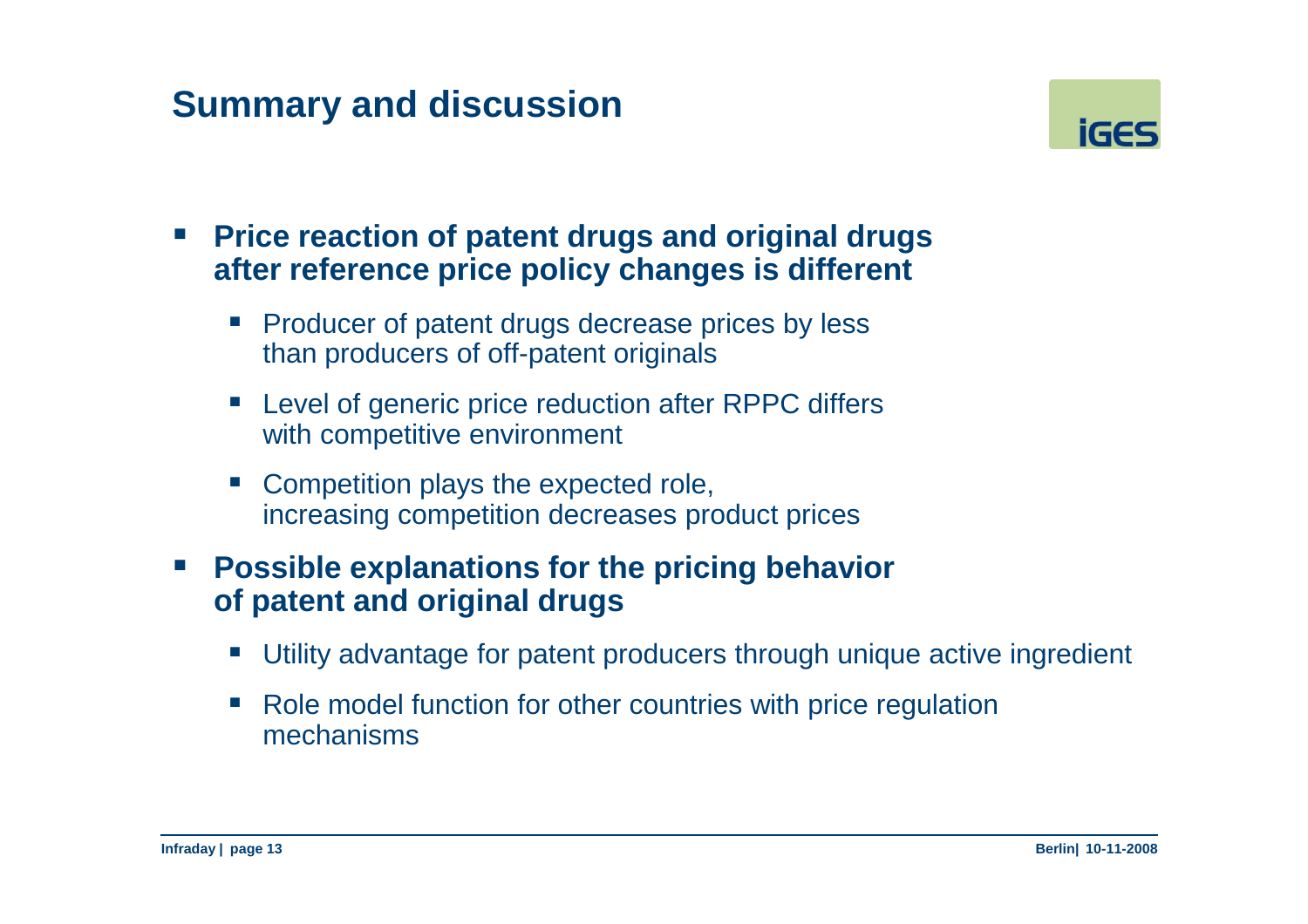# Summary and discussion

- **Price reaction of patent drugs and original drugs after reference price policy changes is different**
  - Producer of patent drugs decrease prices by less than producers of off-patent originals
  - Level of generic price reduction after RPPC differs with competitive environment
  - Competition plays the expected role, increasing competition decreases product prices
- **Possible explanations for the pricing behavior of patent and original drugs**
  - Utility advantage for patent producers through unique active ingredient
  - Role model function for other countries with price regulation mechanisms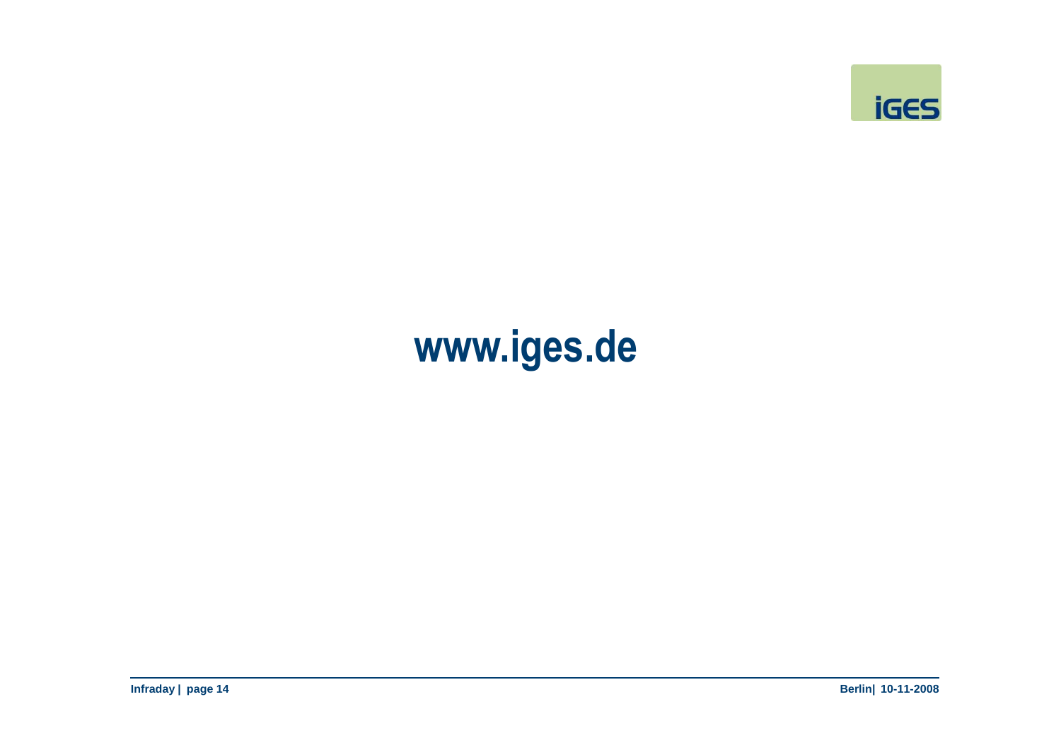# www.iges.de